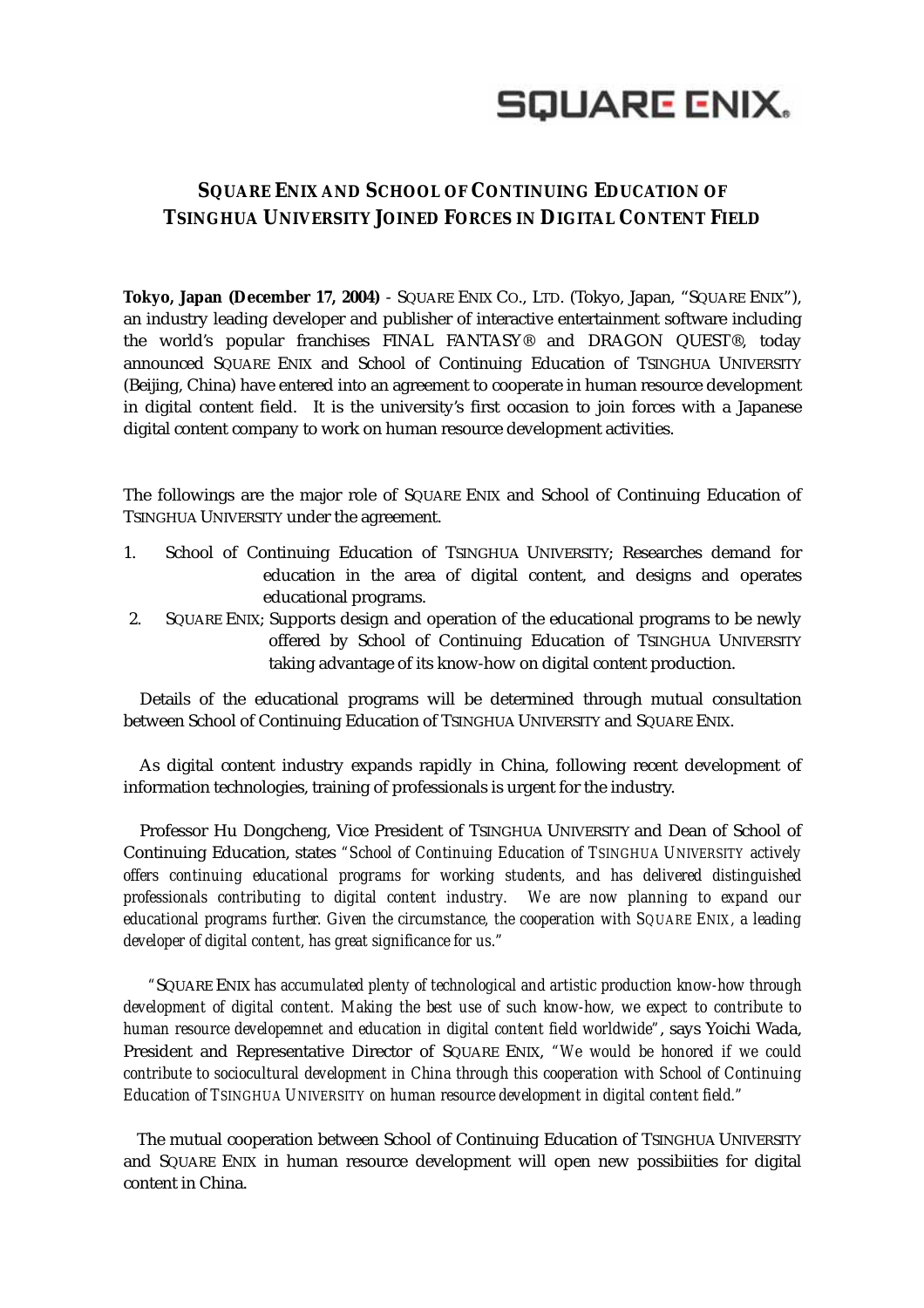SQUARE ENIX

## SQUARE ENIX AND SCHOOL OF CONTINUING EDUCATION OF TSINGHUA UNIVERSITY JOINED FORCES IN DIGITAL CONTENT FIELD

**Tokyo, Japan (December 17, 2004)** - SQUARE ENIX CO., LTD. (Tokyo, Japan, "SQUARE ENIX"), an industry leading developer and publisher of interactive entertainment software including the world's popular franchises FINAL FANTASY® and DRAGON QUEST®, today announced SQUARE ENIX and School of Continuing Education of TSINGHUA UNIVERSITY (Beijing, China) have entered into an agreement to cooperate in human resource development in digital content field. It is the university's first occasion to join forces with a Japanese digital content company to work on human resource development activities.

The followings are the major role of SQUARE ENIX and School of Continuing Education of TSINGHUA UNIVERSITY under the agreement.

1. School of Continuing Education of TSINGHUA UNIVERSITY; Researches demand for education in the area of digital content, and designs and operates educational programs.
2. SQUARE ENIX; Supports design and operation of the educational programs to be newly offered by School of Continuing Education of TSINGHUA UNIVERSITY taking advantage of its know-how on digital content production.

Details of the educational programs will be determined through mutual consultation between School of Continuing Education of TSINGHUA UNIVERSITY and SQUARE ENIX.

As digital content industry expands rapidly in China, following recent development of information technologies, training of professionals is urgent for the industry.

Professor Hu Dongcheng, Vice President of TSINGHUA UNIVERSITY and Dean of School of Continuing Education, states *"School of Continuing Education of TSINGHUA UNIVERSITY actively offers continuing educational programs for working students, and has delivered distinguished professionals contributing to digital content industry. We are now planning to expand our educational programs further. Given the circumstance, the cooperation with SQUARE ENIX, a leading developer of digital content, has great significance for us."*

*"SQUARE ENIX has accumulated plenty of technological and artistic production know-how through development of digital content. Making the best use of such know-how, we expect to contribute to human resource developemnet and education in digital content field worldwide"*, says Yoichi Wada, President and Representative Director of SQUARE ENIX, *"We would be honored if we could contribute to sociocultural development in China through this cooperation with School of Continuing Education of TSINGHUA UNIVERSITY on human resource development in digital content field."*

The mutual cooperation between School of Continuing Education of TSINGHUA UNIVERSITY and SQUARE ENIX in human resource development will open new possibiities for digital content in China.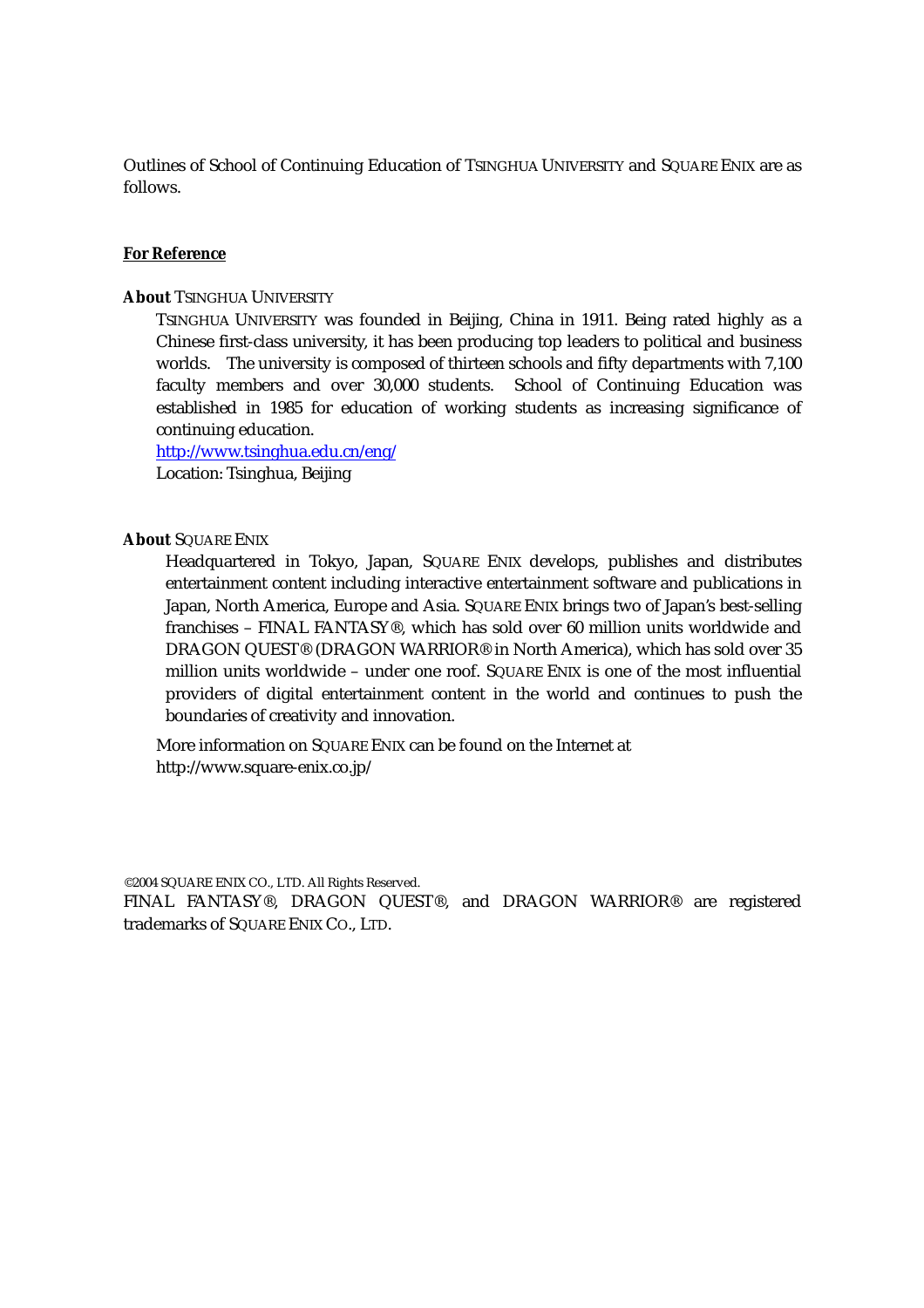Outlines of School of Continuing Education of TSINGHUA UNIVERSITY and SQUARE ENIX are as follows.

**For Reference**

**About** TSINGHUA UNIVERSITY

TSINGHUA UNIVERSITY was founded in Beijing, China in 1911. Being rated highly as a Chinese first-class university, it has been producing top leaders to political and business worlds. The university is composed of thirteen schools and fifty departments with 7,100 faculty members and over 30,000 students. School of Continuing Education was established in 1985 for education of working students as increasing significance of continuing education.

http://www.tsinghua.edu.cn/eng/

Location: Tsinghua, Beijing

**About** SQUARE ENIX

Headquartered in Tokyo, Japan, SQUARE ENIX develops, publishes and distributes entertainment content including interactive entertainment software and publications in Japan, North America, Europe and Asia. SQUARE ENIX brings two of Japan's best-selling franchises – FINAL FANTASY®, which has sold over 60 million units worldwide and DRAGON QUEST® (DRAGON WARRIOR® in North America), which has sold over 35 million units worldwide – under one roof. SQUARE ENIX is one of the most influential providers of digital entertainment content in the world and continues to push the boundaries of creativity and innovation.

More information on SQUARE ENIX can be found on the Internet at http://www.square-enix.co.jp/

©2004 SQUARE ENIX CO., LTD. All Rights Reserved.

FINAL FANTASY®, DRAGON QUEST®, and DRAGON WARRIOR® are registered trademarks of SQUARE ENIX CO., LTD.